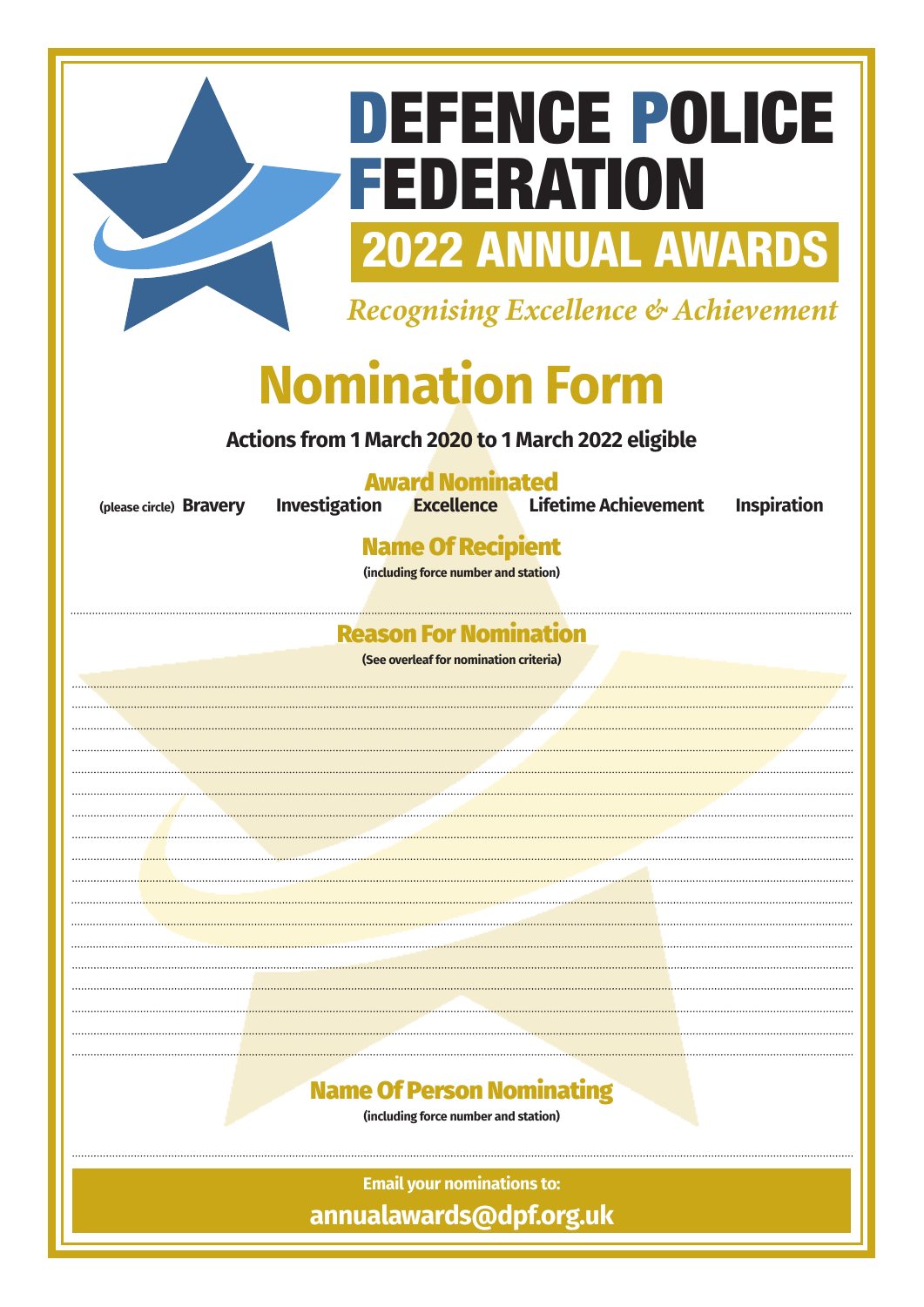# DEFENCE POLICE FEDERATION

## 2022 ANNUAL AWARDS

*Recognising Excellence & Achievement*

# Nomination Form

**Actions from 1 March 2020 to 1 March 2022 eligible**

### Award Nominated

(please circle) **Bravery** **Investigation** **Excellence** **Lifetime Achievement** **Inspiration**

### Name Of Recipient

**(including force number and station)**

..............................................................................................................................................

### Reason For Nomination

**(See overleaf for nomination criteria)**

..............................................................................................................................................

..............................................................................................................................................

..............................................................................................................................................

..............................................................................................................................................

..............................................................................................................................................

..............................................................................................................................................

..............................................................................................................................................

..............................................................................................................................................

..............................................................................................................................................

..............................................................................................................................................

..............................................................................................................................................

..............................................................................................................................................

..............................................................................................................................................

..............................................................................................................................................

..............................................................................................................................................

..............................................................................................................................................

..............................................................................................................................................

### Name Of Person Nominating

**(including force number and station)**

..............................................................................................................................................

**Email your nominations to:**

**annualawards@dpf.org.uk**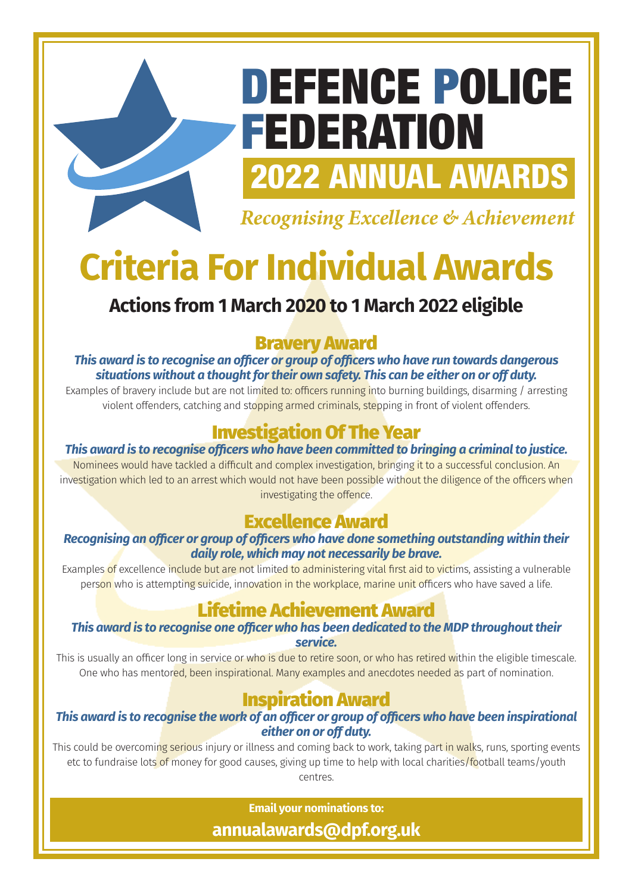# DEFENCE POLICE FEDERATION

## 2022 ANNUAL AWARDS

*Recognising Excellence & Achievement*

# Criteria For Individual Awards

## Actions from 1 March 2020 to 1 March 2022 eligible

### Bravery Award

***This award is to recognise an officer or group of officers who have run towards dangerous situations without a thought for their own safety. This can be either on or off duty.***

Examples of bravery include but are not limited to: officers running into burning buildings, disarming / arresting violent offenders, catching and stopping armed criminals, stepping in front of violent offenders.

### Investigation Of The Year

***This award is to recognise officers who have been committed to bringing a criminal to justice.***

Nominees would have tackled a difficult and complex investigation, bringing it to a successful conclusion. An investigation which led to an arrest which would not have been possible without the diligence of the officers when investigating the offence.

### Excellence Award

***Recognising an officer or group of officers who have done something outstanding within their daily role, which may not necessarily be brave.***

Examples of excellence include but are not limited to administering vital first aid to victims, assisting a vulnerable person who is attempting suicide, innovation in the workplace, marine unit officers who have saved a life.

### Lifetime Achievement Award

***This award is to recognise one officer who has been dedicated to the MDP throughout their service.***

This is usually an officer long in service or who is due to retire soon, or who has retired within the eligible timescale. One who has mentored, been inspirational. Many examples and anecdotes needed as part of nomination.

### Inspiration Award

***This award is to recognise the work of an officer or group of officers who have been inspirational either on or off duty.***

This could be overcoming serious injury or illness and coming back to work, taking part in walks, runs, sporting events etc to fundraise lots of money for good causes, giving up time to help with local charities/football teams/youth centres.

**Email your nominations to:**

**annualawards@dpf.org.uk**